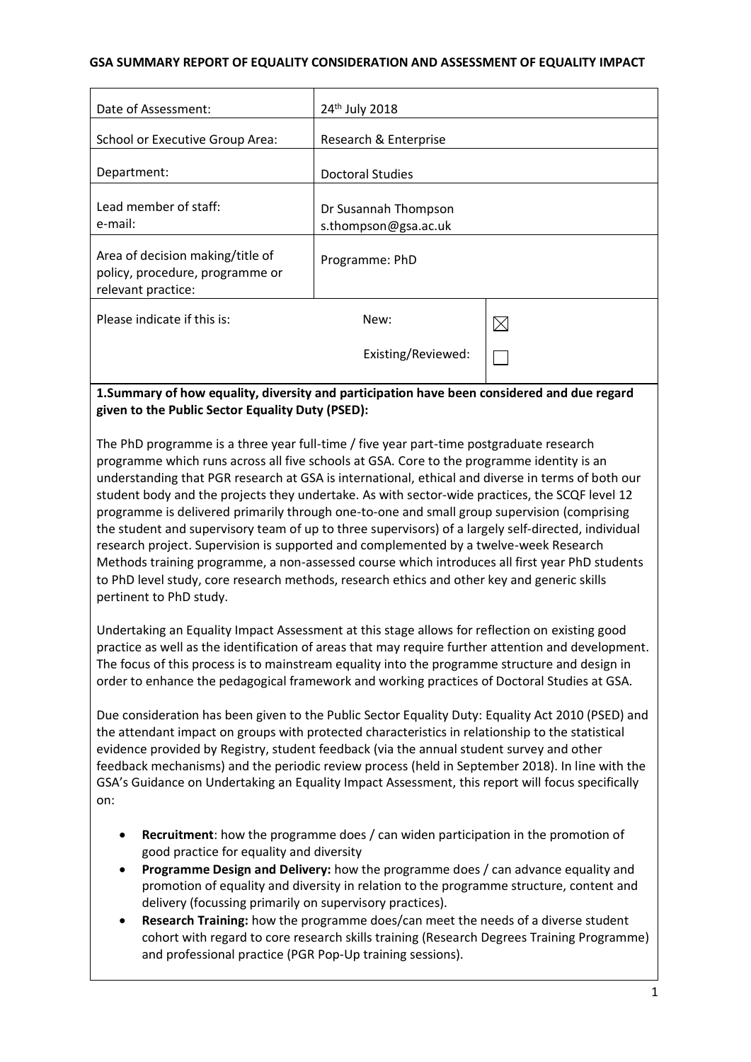**GSA SUMMARY REPORT OF EQUALITY CONSIDERATION AND ASSESSMENT OF EQUALITY IMPACT**

| | | |
|---|---|---|
| Date of Assessment: | 24th July 2018 | |
| School or Executive Group Area: | Research & Enterprise | |
| Department: | Doctoral Studies | |
| Lead member of staff:<br>e-mail: | Dr Susannah Thompson<br>s.thompson@gsa.ac.uk | |
| Area of decision making/title of policy, procedure, programme or relevant practice: | Programme: PhD | |
| Please indicate if this is: | New: | ☒ |
| | Existing/Reviewed: | ☐ |

**1.Summary of how equality, diversity and participation have been considered and due regard given to the Public Sector Equality Duty (PSED):**

The PhD programme is a three year full-time / five year part-time postgraduate research programme which runs across all five schools at GSA. Core to the programme identity is an understanding that PGR research at GSA is international, ethical and diverse in terms of both our student body and the projects they undertake. As with sector-wide practices, the SCQF level 12 programme is delivered primarily through one-to-one and small group supervision (comprising the student and supervisory team of up to three supervisors) of a largely self-directed, individual research project. Supervision is supported and complemented by a twelve-week Research Methods training programme, a non-assessed course which introduces all first year PhD students to PhD level study, core research methods, research ethics and other key and generic skills pertinent to PhD study.

Undertaking an Equality Impact Assessment at this stage allows for reflection on existing good practice as well as the identification of areas that may require further attention and development. The focus of this process is to mainstream equality into the programme structure and design in order to enhance the pedagogical framework and working practices of Doctoral Studies at GSA.

Due consideration has been given to the Public Sector Equality Duty: Equality Act 2010 (PSED) and the attendant impact on groups with protected characteristics in relationship to the statistical evidence provided by Registry, student feedback (via the annual student survey and other feedback mechanisms) and the periodic review process (held in September 2018). In line with the GSA's Guidance on Undertaking an Equality Impact Assessment, this report will focus specifically on:

- **Recruitment**: how the programme does / can widen participation in the promotion of good practice for equality and diversity
- **Programme Design and Delivery:** how the programme does / can advance equality and promotion of equality and diversity in relation to the programme structure, content and delivery (focussing primarily on supervisory practices).
- **Research Training:** how the programme does/can meet the needs of a diverse student cohort with regard to core research skills training (Research Degrees Training Programme) and professional practice (PGR Pop-Up training sessions).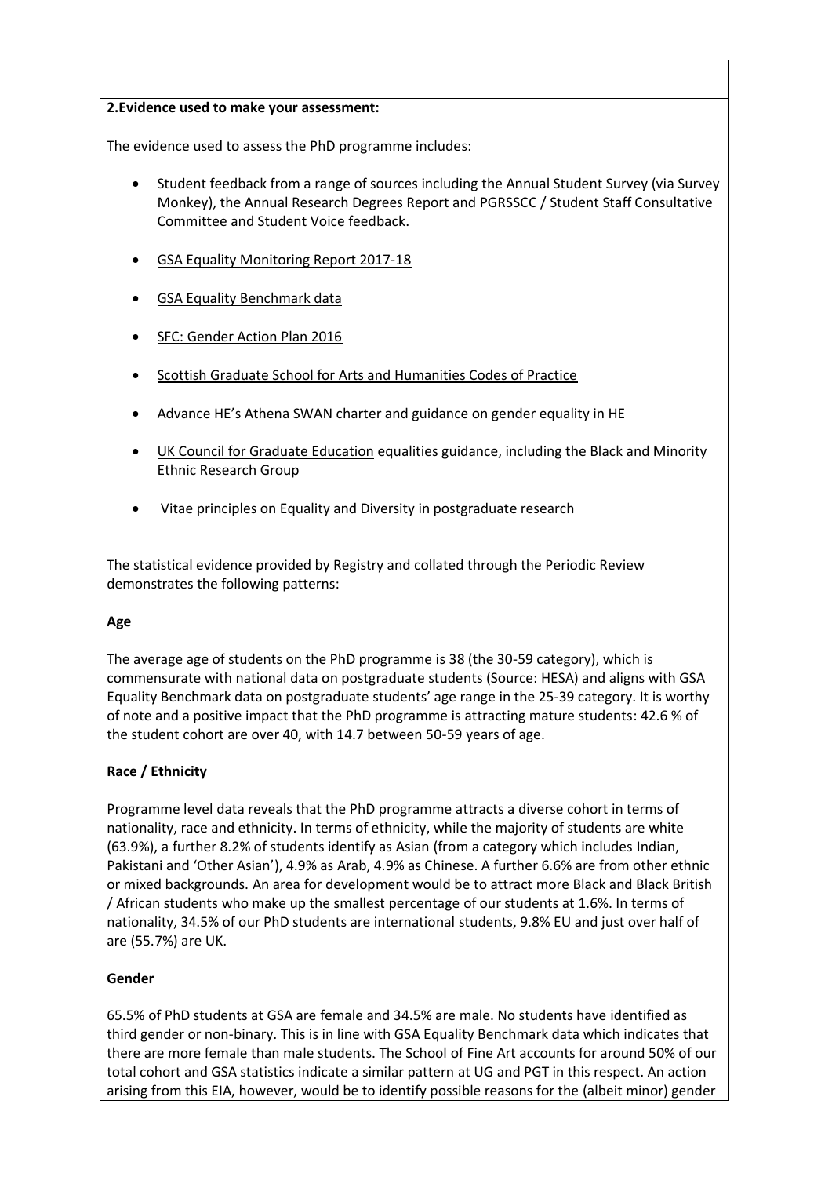**2.Evidence used to make your assessment:**

The evidence used to assess the PhD programme includes:

- Student feedback from a range of sources including the Annual Student Survey (via Survey Monkey), the Annual Research Degrees Report and PGRSSCC / Student Staff Consultative Committee and Student Voice feedback.
- GSA Equality Monitoring Report 2017-18
- GSA Equality Benchmark data
- SFC: Gender Action Plan 2016
- Scottish Graduate School for Arts and Humanities Codes of Practice
- Advance HE's Athena SWAN charter and guidance on gender equality in HE
- UK Council for Graduate Education equalities guidance, including the Black and Minority Ethnic Research Group
- Vitae principles on Equality and Diversity in postgraduate research

The statistical evidence provided by Registry and collated through the Periodic Review demonstrates the following patterns:

**Age**

The average age of students on the PhD programme is 38 (the 30-59 category), which is commensurate with national data on postgraduate students (Source: HESA) and aligns with GSA Equality Benchmark data on postgraduate students' age range in the 25-39 category. It is worthy of note and a positive impact that the PhD programme is attracting mature students: 42.6 % of the student cohort are over 40, with 14.7 between 50-59 years of age.

**Race / Ethnicity**

Programme level data reveals that the PhD programme attracts a diverse cohort in terms of nationality, race and ethnicity. In terms of ethnicity, while the majority of students are white (63.9%), a further 8.2% of students identify as Asian (from a category which includes Indian, Pakistani and 'Other Asian'), 4.9% as Arab, 4.9% as Chinese. A further 6.6% are from other ethnic or mixed backgrounds. An area for development would be to attract more Black and Black British / African students who make up the smallest percentage of our students at 1.6%. In terms of nationality, 34.5% of our PhD students are international students, 9.8% EU and just over half of are (55.7%) are UK.

**Gender**

65.5% of PhD students at GSA are female and 34.5% are male. No students have identified as third gender or non-binary. This is in line with GSA Equality Benchmark data which indicates that there are more female than male students. The School of Fine Art accounts for around 50% of our total cohort and GSA statistics indicate a similar pattern at UG and PGT in this respect. An action arising from this EIA, however, would be to identify possible reasons for the (albeit minor) gender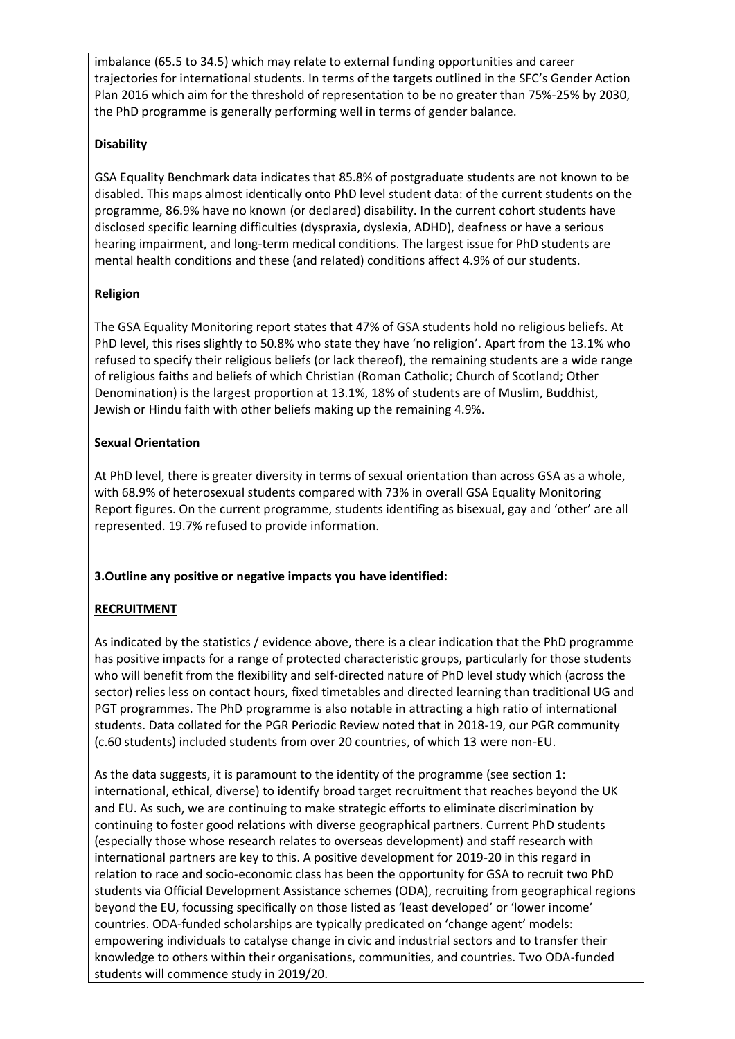imbalance (65.5 to 34.5) which may relate to external funding opportunities and career trajectories for international students. In terms of the targets outlined in the SFC's Gender Action Plan 2016 which aim for the threshold of representation to be no greater than 75%-25% by 2030, the PhD programme is generally performing well in terms of gender balance.

**Disability**

GSA Equality Benchmark data indicates that 85.8% of postgraduate students are not known to be disabled. This maps almost identically onto PhD level student data: of the current students on the programme, 86.9% have no known (or declared) disability. In the current cohort students have disclosed specific learning difficulties (dyspraxia, dyslexia, ADHD), deafness or have a serious hearing impairment, and long-term medical conditions. The largest issue for PhD students are mental health conditions and these (and related) conditions affect 4.9% of our students.

**Religion**

The GSA Equality Monitoring report states that 47% of GSA students hold no religious beliefs. At PhD level, this rises slightly to 50.8% who state they have 'no religion'. Apart from the 13.1% who refused to specify their religious beliefs (or lack thereof), the remaining students are a wide range of religious faiths and beliefs of which Christian (Roman Catholic; Church of Scotland; Other Denomination) is the largest proportion at 13.1%, 18% of students are of Muslim, Buddhist, Jewish or Hindu faith with other beliefs making up the remaining 4.9%.

**Sexual Orientation**

At PhD level, there is greater diversity in terms of sexual orientation than across GSA as a whole, with 68.9% of heterosexual students compared with 73% in overall GSA Equality Monitoring Report figures. On the current programme, students identifing as bisexual, gay and 'other' are all represented. 19.7% refused to provide information.

**3.Outline any positive or negative impacts you have identified:**

**RECRUITMENT**

As indicated by the statistics / evidence above, there is a clear indication that the PhD programme has positive impacts for a range of protected characteristic groups, particularly for those students who will benefit from the flexibility and self-directed nature of PhD level study which (across the sector) relies less on contact hours, fixed timetables and directed learning than traditional UG and PGT programmes. The PhD programme is also notable in attracting a high ratio of international students. Data collated for the PGR Periodic Review noted that in 2018-19, our PGR community (c.60 students) included students from over 20 countries, of which 13 were non-EU.

As the data suggests, it is paramount to the identity of the programme (see section 1: international, ethical, diverse) to identify broad target recruitment that reaches beyond the UK and EU. As such, we are continuing to make strategic efforts to eliminate discrimination by continuing to foster good relations with diverse geographical partners. Current PhD students (especially those whose research relates to overseas development) and staff research with international partners are key to this. A positive development for 2019-20 in this regard in relation to race and socio-economic class has been the opportunity for GSA to recruit two PhD students via Official Development Assistance schemes (ODA), recruiting from geographical regions beyond the EU, focussing specifically on those listed as 'least developed' or 'lower income' countries. ODA-funded scholarships are typically predicated on 'change agent' models: empowering individuals to catalyse change in civic and industrial sectors and to transfer their knowledge to others within their organisations, communities, and countries. Two ODA-funded students will commence study in 2019/20.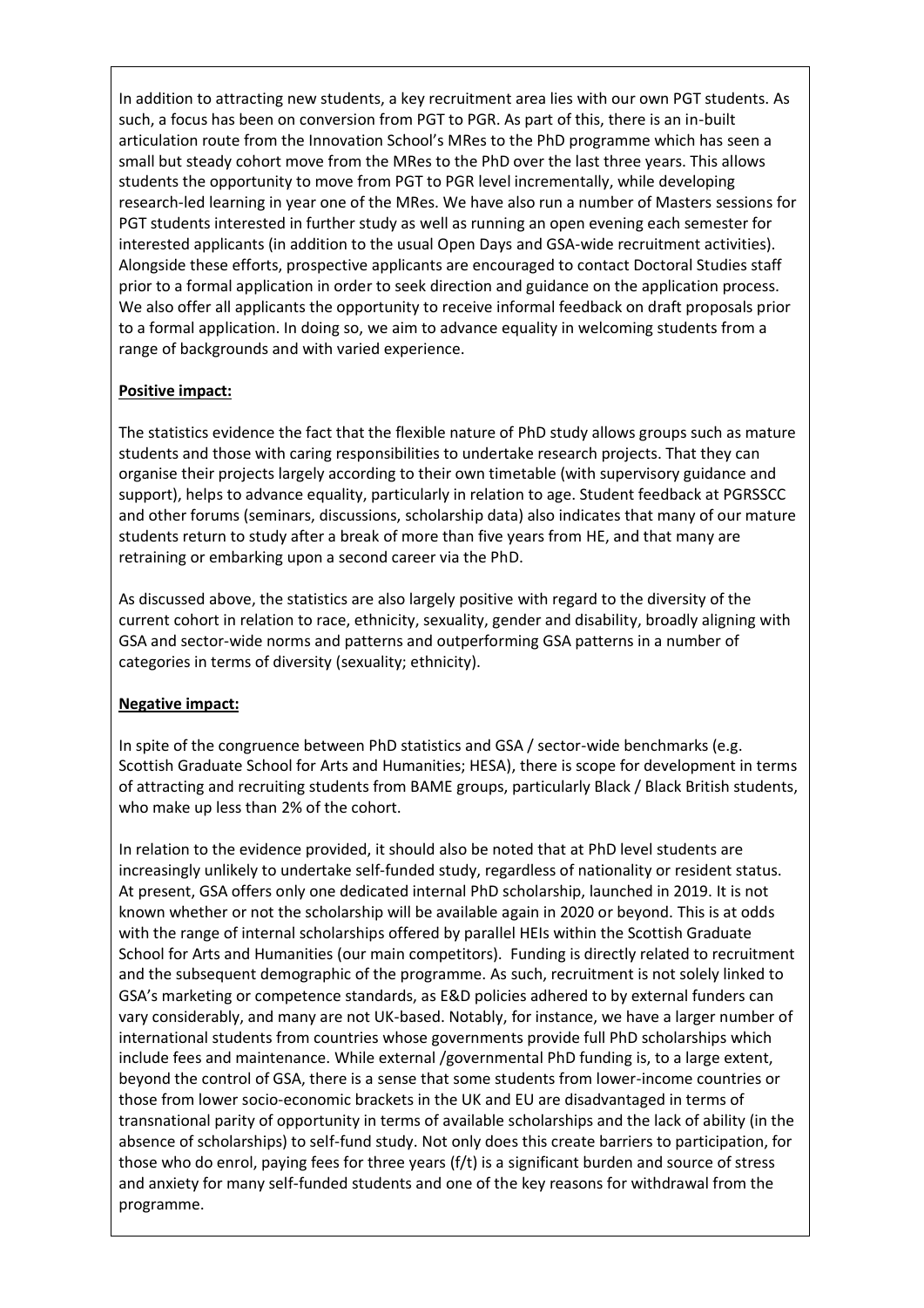In addition to attracting new students, a key recruitment area lies with our own PGT students. As such, a focus has been on conversion from PGT to PGR. As part of this, there is an in-built articulation route from the Innovation School's MRes to the PhD programme which has seen a small but steady cohort move from the MRes to the PhD over the last three years. This allows students the opportunity to move from PGT to PGR level incrementally, while developing research-led learning in year one of the MRes. We have also run a number of Masters sessions for PGT students interested in further study as well as running an open evening each semester for interested applicants (in addition to the usual Open Days and GSA-wide recruitment activities). Alongside these efforts, prospective applicants are encouraged to contact Doctoral Studies staff prior to a formal application in order to seek direction and guidance on the application process. We also offer all applicants the opportunity to receive informal feedback on draft proposals prior to a formal application. In doing so, we aim to advance equality in welcoming students from a range of backgrounds and with varied experience.

**Positive impact:**

The statistics evidence the fact that the flexible nature of PhD study allows groups such as mature students and those with caring responsibilities to undertake research projects. That they can organise their projects largely according to their own timetable (with supervisory guidance and support), helps to advance equality, particularly in relation to age. Student feedback at PGRSSCC and other forums (seminars, discussions, scholarship data) also indicates that many of our mature students return to study after a break of more than five years from HE, and that many are retraining or embarking upon a second career via the PhD.

As discussed above, the statistics are also largely positive with regard to the diversity of the current cohort in relation to race, ethnicity, sexuality, gender and disability, broadly aligning with GSA and sector-wide norms and patterns and outperforming GSA patterns in a number of categories in terms of diversity (sexuality; ethnicity).

**Negative impact:**

In spite of the congruence between PhD statistics and GSA / sector-wide benchmarks (e.g. Scottish Graduate School for Arts and Humanities; HESA), there is scope for development in terms of attracting and recruiting students from BAME groups, particularly Black / Black British students, who make up less than 2% of the cohort.

In relation to the evidence provided, it should also be noted that at PhD level students are increasingly unlikely to undertake self-funded study, regardless of nationality or resident status. At present, GSA offers only one dedicated internal PhD scholarship, launched in 2019. It is not known whether or not the scholarship will be available again in 2020 or beyond. This is at odds with the range of internal scholarships offered by parallel HEIs within the Scottish Graduate School for Arts and Humanities (our main competitors). Funding is directly related to recruitment and the subsequent demographic of the programme. As such, recruitment is not solely linked to GSA's marketing or competence standards, as E&D policies adhered to by external funders can vary considerably, and many are not UK-based. Notably, for instance, we have a larger number of international students from countries whose governments provide full PhD scholarships which include fees and maintenance. While external /governmental PhD funding is, to a large extent, beyond the control of GSA, there is a sense that some students from lower-income countries or those from lower socio-economic brackets in the UK and EU are disadvantaged in terms of transnational parity of opportunity in terms of available scholarships and the lack of ability (in the absence of scholarships) to self-fund study. Not only does this create barriers to participation, for those who do enrol, paying fees for three years (f/t) is a significant burden and source of stress and anxiety for many self-funded students and one of the key reasons for withdrawal from the programme.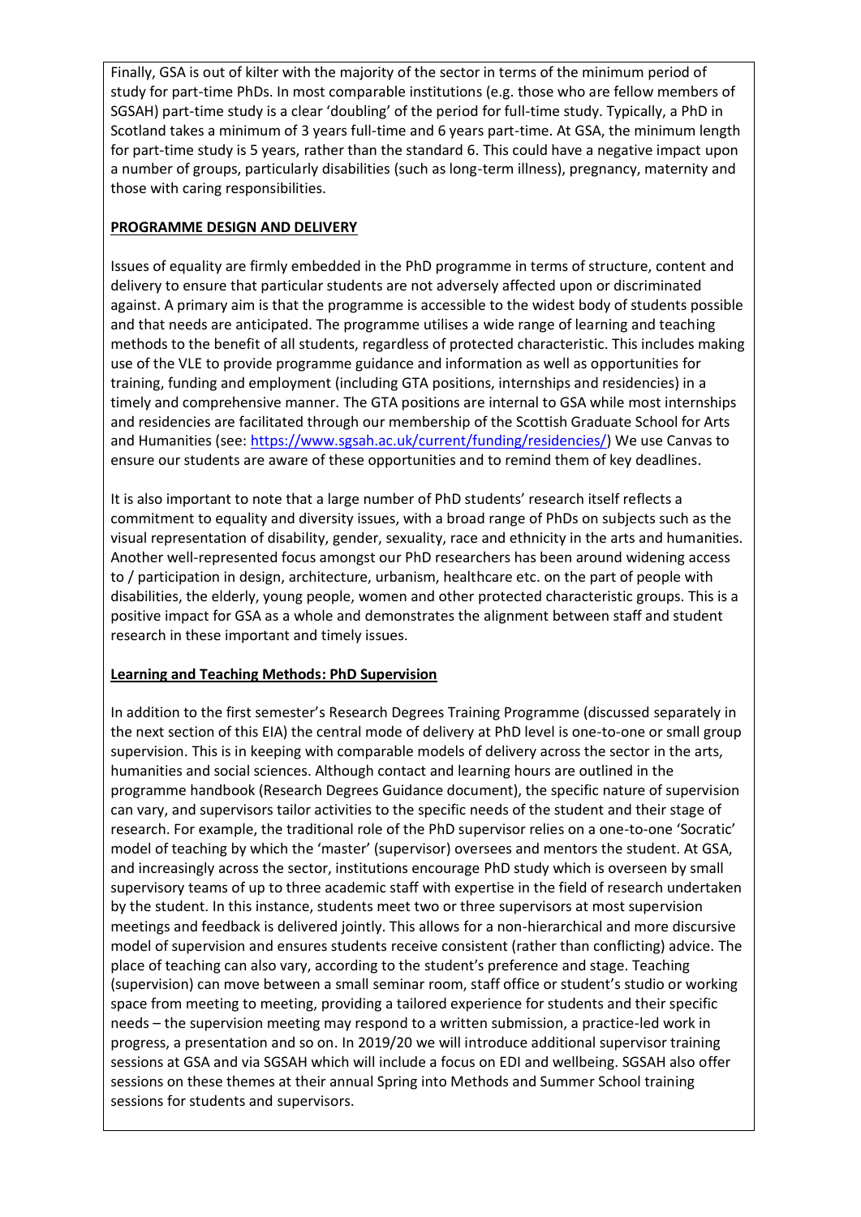Finally, GSA is out of kilter with the majority of the sector in terms of the minimum period of study for part-time PhDs. In most comparable institutions (e.g. those who are fellow members of SGSAH) part-time study is a clear 'doubling' of the period for full-time study. Typically, a PhD in Scotland takes a minimum of 3 years full-time and 6 years part-time. At GSA, the minimum length for part-time study is 5 years, rather than the standard 6. This could have a negative impact upon a number of groups, particularly disabilities (such as long-term illness), pregnancy, maternity and those with caring responsibilities.

**PROGRAMME DESIGN AND DELIVERY**

Issues of equality are firmly embedded in the PhD programme in terms of structure, content and delivery to ensure that particular students are not adversely affected upon or discriminated against. A primary aim is that the programme is accessible to the widest body of students possible and that needs are anticipated. The programme utilises a wide range of learning and teaching methods to the benefit of all students, regardless of protected characteristic. This includes making use of the VLE to provide programme guidance and information as well as opportunities for training, funding and employment (including GTA positions, internships and residencies) in a timely and comprehensive manner. The GTA positions are internal to GSA while most internships and residencies are facilitated through our membership of the Scottish Graduate School for Arts and Humanities (see: https://www.sgsah.ac.uk/current/funding/residencies/) We use Canvas to ensure our students are aware of these opportunities and to remind them of key deadlines.

It is also important to note that a large number of PhD students' research itself reflects a commitment to equality and diversity issues, with a broad range of PhDs on subjects such as the visual representation of disability, gender, sexuality, race and ethnicity in the arts and humanities. Another well-represented focus amongst our PhD researchers has been around widening access to / participation in design, architecture, urbanism, healthcare etc. on the part of people with disabilities, the elderly, young people, women and other protected characteristic groups. This is a positive impact for GSA as a whole and demonstrates the alignment between staff and student research in these important and timely issues.

**Learning and Teaching Methods: PhD Supervision**

In addition to the first semester's Research Degrees Training Programme (discussed separately in the next section of this EIA) the central mode of delivery at PhD level is one-to-one or small group supervision. This is in keeping with comparable models of delivery across the sector in the arts, humanities and social sciences. Although contact and learning hours are outlined in the programme handbook (Research Degrees Guidance document), the specific nature of supervision can vary, and supervisors tailor activities to the specific needs of the student and their stage of research. For example, the traditional role of the PhD supervisor relies on a one-to-one 'Socratic' model of teaching by which the 'master' (supervisor) oversees and mentors the student. At GSA, and increasingly across the sector, institutions encourage PhD study which is overseen by small supervisory teams of up to three academic staff with expertise in the field of research undertaken by the student. In this instance, students meet two or three supervisors at most supervision meetings and feedback is delivered jointly. This allows for a non-hierarchical and more discursive model of supervision and ensures students receive consistent (rather than conflicting) advice. The place of teaching can also vary, according to the student's preference and stage. Teaching (supervision) can move between a small seminar room, staff office or student's studio or working space from meeting to meeting, providing a tailored experience for students and their specific needs – the supervision meeting may respond to a written submission, a practice-led work in progress, a presentation and so on. In 2019/20 we will introduce additional supervisor training sessions at GSA and via SGSAH which will include a focus on EDI and wellbeing. SGSAH also offer sessions on these themes at their annual Spring into Methods and Summer School training sessions for students and supervisors.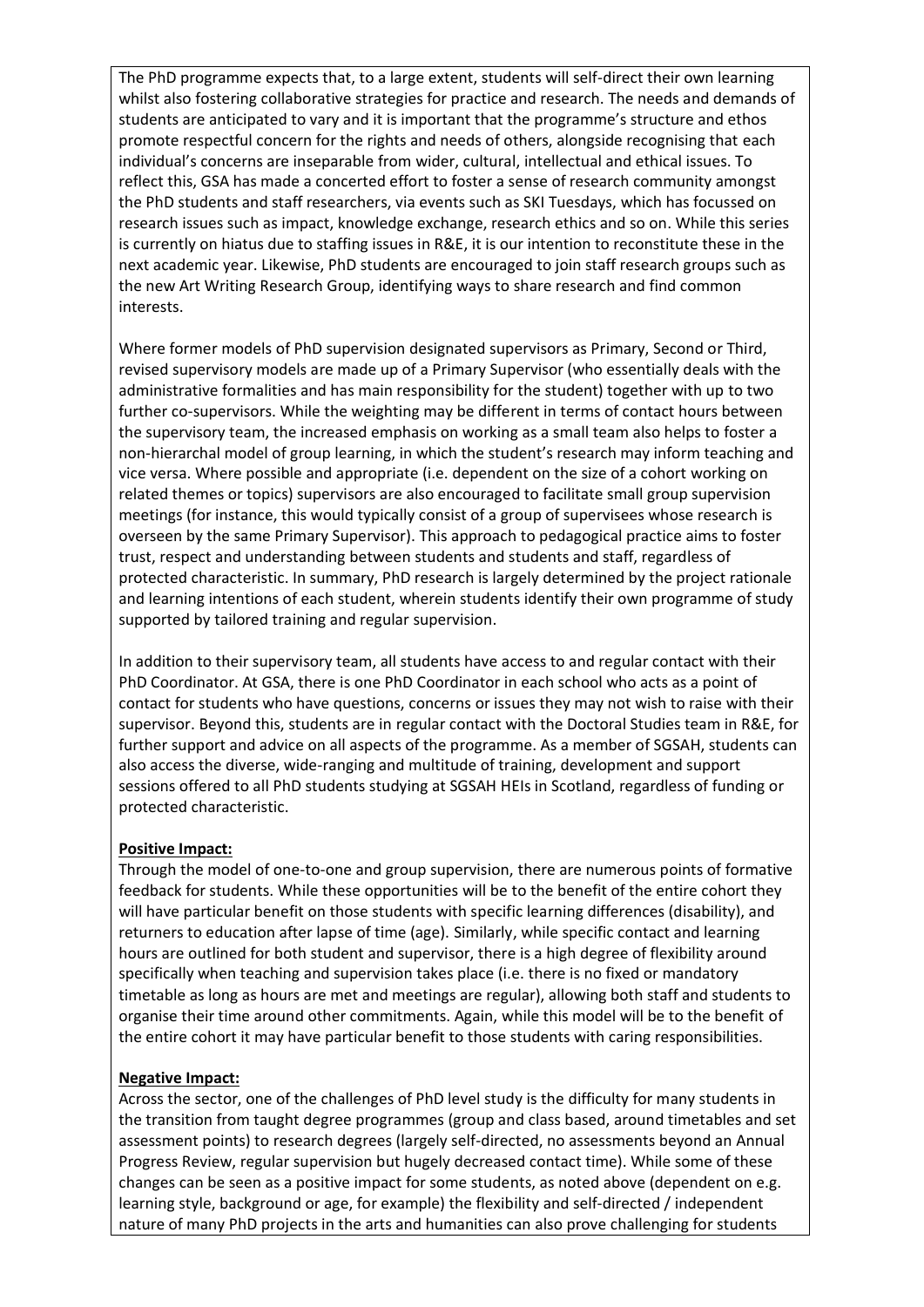The PhD programme expects that, to a large extent, students will self-direct their own learning whilst also fostering collaborative strategies for practice and research. The needs and demands of students are anticipated to vary and it is important that the programme's structure and ethos promote respectful concern for the rights and needs of others, alongside recognising that each individual's concerns are inseparable from wider, cultural, intellectual and ethical issues. To reflect this, GSA has made a concerted effort to foster a sense of research community amongst the PhD students and staff researchers, via events such as SKI Tuesdays, which has focussed on research issues such as impact, knowledge exchange, research ethics and so on. While this series is currently on hiatus due to staffing issues in R&E, it is our intention to reconstitute these in the next academic year. Likewise, PhD students are encouraged to join staff research groups such as the new Art Writing Research Group, identifying ways to share research and find common interests.

Where former models of PhD supervision designated supervisors as Primary, Second or Third, revised supervisory models are made up of a Primary Supervisor (who essentially deals with the administrative formalities and has main responsibility for the student) together with up to two further co-supervisors. While the weighting may be different in terms of contact hours between the supervisory team, the increased emphasis on working as a small team also helps to foster a non-hierarchal model of group learning, in which the student's research may inform teaching and vice versa. Where possible and appropriate (i.e. dependent on the size of a cohort working on related themes or topics) supervisors are also encouraged to facilitate small group supervision meetings (for instance, this would typically consist of a group of supervisees whose research is overseen by the same Primary Supervisor). This approach to pedagogical practice aims to foster trust, respect and understanding between students and students and staff, regardless of protected characteristic. In summary, PhD research is largely determined by the project rationale and learning intentions of each student, wherein students identify their own programme of study supported by tailored training and regular supervision.

In addition to their supervisory team, all students have access to and regular contact with their PhD Coordinator. At GSA, there is one PhD Coordinator in each school who acts as a point of contact for students who have questions, concerns or issues they may not wish to raise with their supervisor. Beyond this, students are in regular contact with the Doctoral Studies team in R&E, for further support and advice on all aspects of the programme. As a member of SGSAH, students can also access the diverse, wide-ranging and multitude of training, development and support sessions offered to all PhD students studying at SGSAH HEIs in Scotland, regardless of funding or protected characteristic.

**Positive Impact:**

Through the model of one-to-one and group supervision, there are numerous points of formative feedback for students. While these opportunities will be to the benefit of the entire cohort they will have particular benefit on those students with specific learning differences (disability), and returners to education after lapse of time (age). Similarly, while specific contact and learning hours are outlined for both student and supervisor, there is a high degree of flexibility around specifically when teaching and supervision takes place (i.e. there is no fixed or mandatory timetable as long as hours are met and meetings are regular), allowing both staff and students to organise their time around other commitments. Again, while this model will be to the benefit of the entire cohort it may have particular benefit to those students with caring responsibilities.

**Negative Impact:**

Across the sector, one of the challenges of PhD level study is the difficulty for many students in the transition from taught degree programmes (group and class based, around timetables and set assessment points) to research degrees (largely self-directed, no assessments beyond an Annual Progress Review, regular supervision but hugely decreased contact time). While some of these changes can be seen as a positive impact for some students, as noted above (dependent on e.g. learning style, background or age, for example) the flexibility and self-directed / independent nature of many PhD projects in the arts and humanities can also prove challenging for students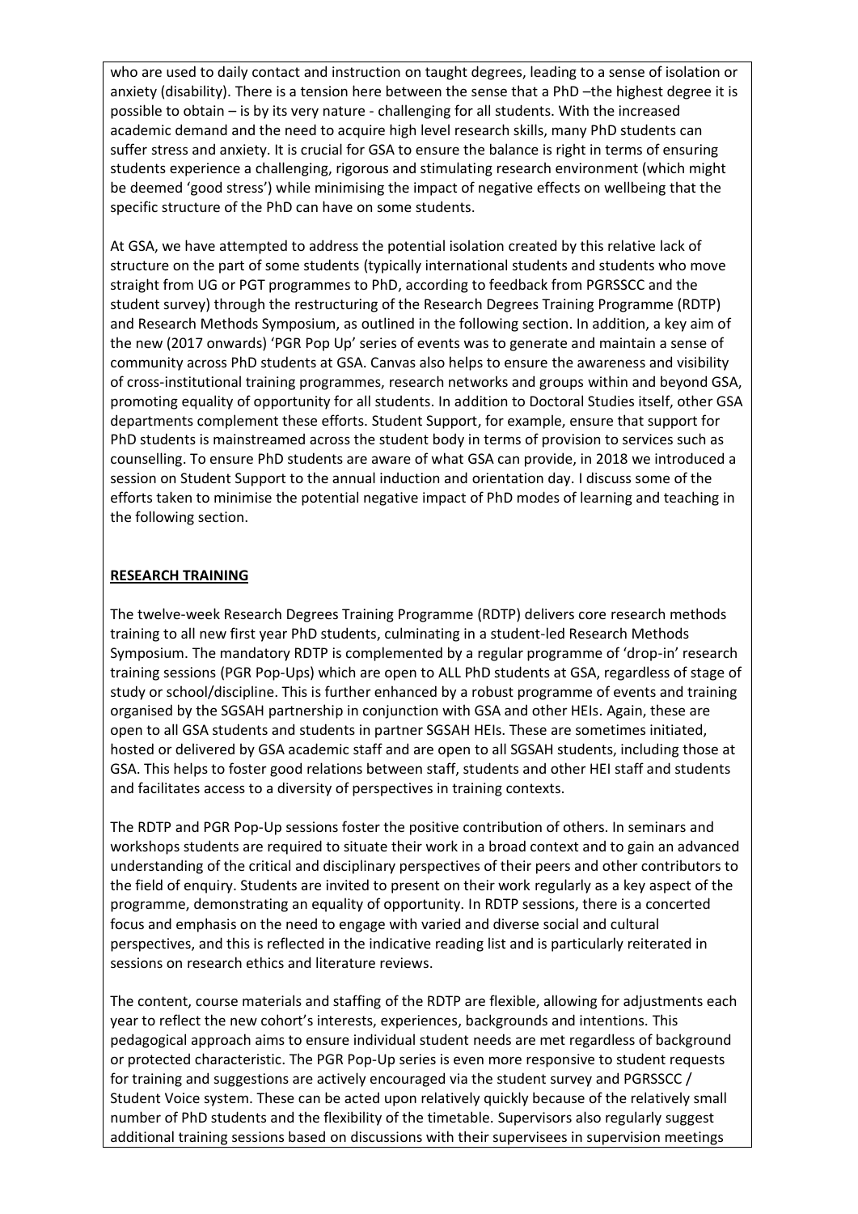who are used to daily contact and instruction on taught degrees, leading to a sense of isolation or anxiety (disability). There is a tension here between the sense that a PhD –the highest degree it is possible to obtain – is by its very nature - challenging for all students. With the increased academic demand and the need to acquire high level research skills, many PhD students can suffer stress and anxiety. It is crucial for GSA to ensure the balance is right in terms of ensuring students experience a challenging, rigorous and stimulating research environment (which might be deemed 'good stress') while minimising the impact of negative effects on wellbeing that the specific structure of the PhD can have on some students.

At GSA, we have attempted to address the potential isolation created by this relative lack of structure on the part of some students (typically international students and students who move straight from UG or PGT programmes to PhD, according to feedback from PGRSSCC and the student survey) through the restructuring of the Research Degrees Training Programme (RDTP) and Research Methods Symposium, as outlined in the following section. In addition, a key aim of the new (2017 onwards) 'PGR Pop Up' series of events was to generate and maintain a sense of community across PhD students at GSA. Canvas also helps to ensure the awareness and visibility of cross-institutional training programmes, research networks and groups within and beyond GSA, promoting equality of opportunity for all students. In addition to Doctoral Studies itself, other GSA departments complement these efforts. Student Support, for example, ensure that support for PhD students is mainstreamed across the student body in terms of provision to services such as counselling. To ensure PhD students are aware of what GSA can provide, in 2018 we introduced a session on Student Support to the annual induction and orientation day. I discuss some of the efforts taken to minimise the potential negative impact of PhD modes of learning and teaching in the following section.

## RESEARCH TRAINING

The twelve-week Research Degrees Training Programme (RDTP) delivers core research methods training to all new first year PhD students, culminating in a student-led Research Methods Symposium. The mandatory RDTP is complemented by a regular programme of 'drop-in' research training sessions (PGR Pop-Ups) which are open to ALL PhD students at GSA, regardless of stage of study or school/discipline. This is further enhanced by a robust programme of events and training organised by the SGSAH partnership in conjunction with GSA and other HEIs. Again, these are open to all GSA students and students in partner SGSAH HEIs. These are sometimes initiated, hosted or delivered by GSA academic staff and are open to all SGSAH students, including those at GSA. This helps to foster good relations between staff, students and other HEI staff and students and facilitates access to a diversity of perspectives in training contexts.

The RDTP and PGR Pop-Up sessions foster the positive contribution of others. In seminars and workshops students are required to situate their work in a broad context and to gain an advanced understanding of the critical and disciplinary perspectives of their peers and other contributors to the field of enquiry. Students are invited to present on their work regularly as a key aspect of the programme, demonstrating an equality of opportunity. In RDTP sessions, there is a concerted focus and emphasis on the need to engage with varied and diverse social and cultural perspectives, and this is reflected in the indicative reading list and is particularly reiterated in sessions on research ethics and literature reviews.

The content, course materials and staffing of the RDTP are flexible, allowing for adjustments each year to reflect the new cohort's interests, experiences, backgrounds and intentions. This pedagogical approach aims to ensure individual student needs are met regardless of background or protected characteristic. The PGR Pop-Up series is even more responsive to student requests for training and suggestions are actively encouraged via the student survey and PGRSSCC / Student Voice system. These can be acted upon relatively quickly because of the relatively small number of PhD students and the flexibility of the timetable. Supervisors also regularly suggest additional training sessions based on discussions with their supervisees in supervision meetings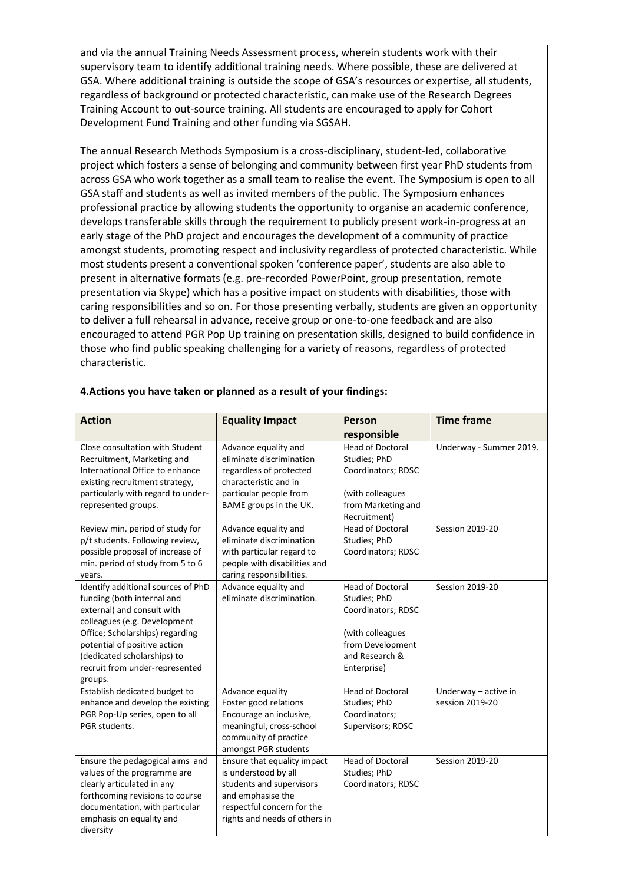and via the annual Training Needs Assessment process, wherein students work with their supervisory team to identify additional training needs. Where possible, these are delivered at GSA. Where additional training is outside the scope of GSA's resources or expertise, all students, regardless of background or protected characteristic, can make use of the Research Degrees Training Account to out-source training. All students are encouraged to apply for Cohort Development Fund Training and other funding via SGSAH.

The annual Research Methods Symposium is a cross-disciplinary, student-led, collaborative project which fosters a sense of belonging and community between first year PhD students from across GSA who work together as a small team to realise the event. The Symposium is open to all GSA staff and students as well as invited members of the public. The Symposium enhances professional practice by allowing students the opportunity to organise an academic conference, develops transferable skills through the requirement to publicly present work-in-progress at an early stage of the PhD project and encourages the development of a community of practice amongst students, promoting respect and inclusivity regardless of protected characteristic. While most students present a conventional spoken 'conference paper', students are also able to present in alternative formats (e.g. pre-recorded PowerPoint, group presentation, remote presentation via Skype) which has a positive impact on students with disabilities, those with caring responsibilities and so on. For those presenting verbally, students are given an opportunity to deliver a full rehearsal in advance, receive group or one-to-one feedback and are also encouraged to attend PGR Pop Up training on presentation skills, designed to build confidence in those who find public speaking challenging for a variety of reasons, regardless of protected characteristic.

**4.Actions you have taken or planned as a result of your findings:**

| Action | Equality Impact | Person responsible | Time frame |
|---|---|---|---|
| Close consultation with Student Recruitment, Marketing and International Office to enhance existing recruitment strategy, particularly with regard to under-represented groups. | Advance equality and eliminate discrimination regardless of protected characteristic and in particular people from BAME groups in the UK. | Head of Doctoral Studies; PhD Coordinators; RDSC (with colleagues from Marketing and Recruitment) | Underway - Summer 2019. |
| Review min. period of study for p/t students. Following review, possible proposal of increase of min. period of study from 5 to 6 years. | Advance equality and eliminate discrimination with particular regard to people with disabilities and caring responsibilities. | Head of Doctoral Studies; PhD Coordinators; RDSC | Session 2019-20 |
| Identify additional sources of PhD funding (both internal and external) and consult with colleagues (e.g. Development Office; Scholarships) regarding potential of positive action (dedicated scholarships) to recruit from under-represented groups. | Advance equality and eliminate discrimination. | Head of Doctoral Studies; PhD Coordinators; RDSC (with colleagues from Development and Research & Enterprise) | Session 2019-20 |
| Establish dedicated budget to enhance and develop the existing PGR Pop-Up series, open to all PGR students. | Advance equality Foster good relations Encourage an inclusive, meaningful, cross-school community of practice amongst PGR students | Head of Doctoral Studies; PhD Coordinators; Supervisors; RDSC | Underway – active in session 2019-20 |
| Ensure the pedagogical aims and values of the programme are clearly articulated in any forthcoming revisions to course documentation, with particular emphasis on equality and diversity | Ensure that equality impact is understood by all students and supervisors and emphasise the respectful concern for the rights and needs of others in | Head of Doctoral Studies; PhD Coordinators; RDSC | Session 2019-20 |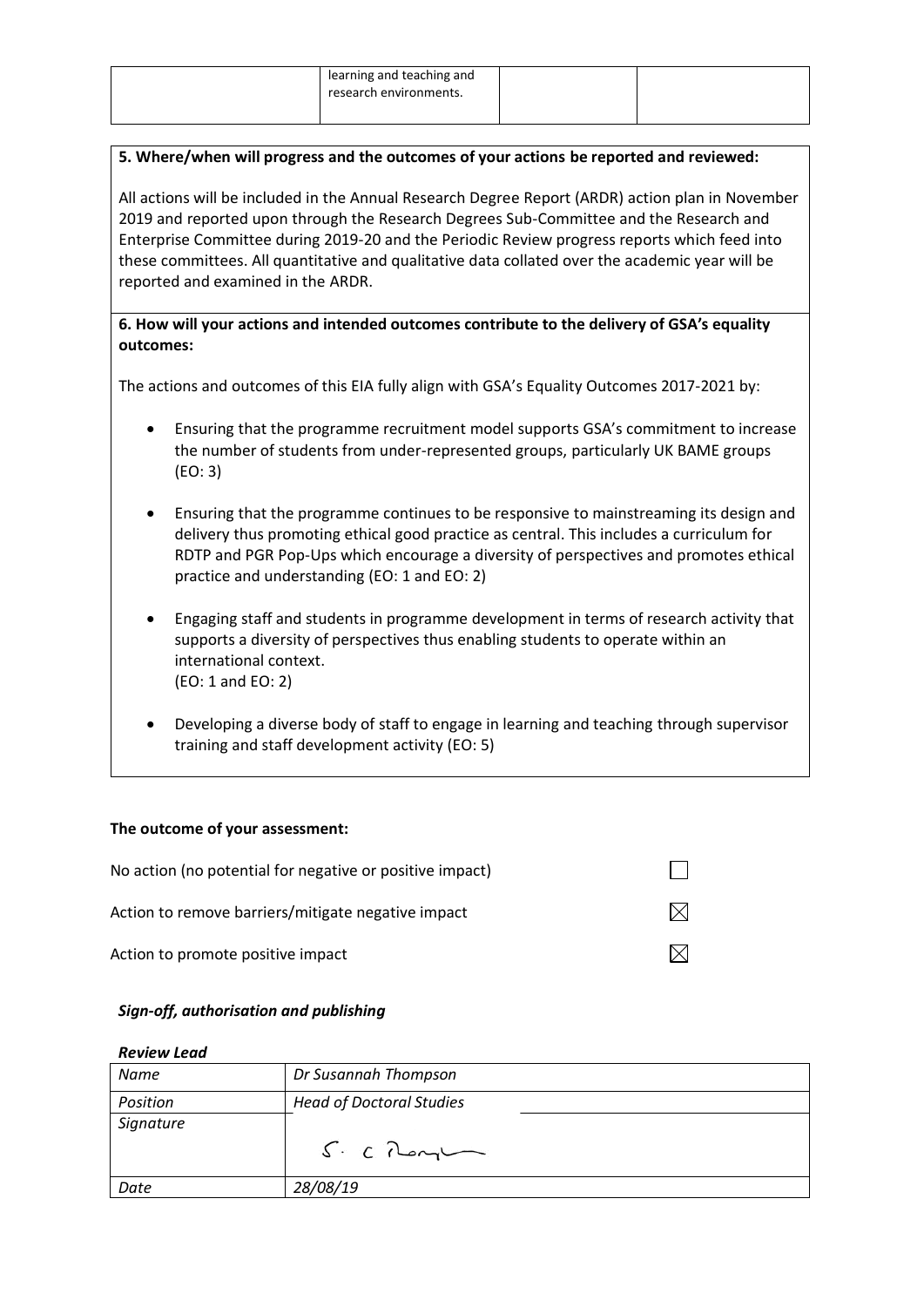| | learning and teaching and research environments. | | |
|---|---|---|---|

**5. Where/when will progress and the outcomes of your actions be reported and reviewed:**

All actions will be included in the Annual Research Degree Report (ARDR) action plan in November 2019 and reported upon through the Research Degrees Sub-Committee and the Research and Enterprise Committee during 2019-20 and the Periodic Review progress reports which feed into these committees. All quantitative and qualitative data collated over the academic year will be reported and examined in the ARDR.

**6. How will your actions and intended outcomes contribute to the delivery of GSA's equality outcomes:**

The actions and outcomes of this EIA fully align with GSA's Equality Outcomes 2017-2021 by:

- Ensuring that the programme recruitment model supports GSA's commitment to increase the number of students from under-represented groups, particularly UK BAME groups (EO: 3)
- Ensuring that the programme continues to be responsive to mainstreaming its design and delivery thus promoting ethical good practice as central. This includes a curriculum for RDTP and PGR Pop-Ups which encourage a diversity of perspectives and promotes ethical practice and understanding (EO: 1 and EO: 2)
- Engaging staff and students in programme development in terms of research activity that supports a diversity of perspectives thus enabling students to operate within an international context. (EO: 1 and EO: 2)
- Developing a diverse body of staff to engage in learning and teaching through supervisor training and staff development activity (EO: 5)

**The outcome of your assessment:**

No action (no potential for negative or positive impact) ☐

Action to remove barriers/mitigate negative impact ☒

Action to promote positive impact ☒

***Sign-off, authorisation and publishing***

***Review Lead***

| *Name* | *Dr Susannah Thompson* |
|---|---|
| *Position* | *Head of Doctoral Studies* |
| *Signature* | S. C Thompson |
| *Date* | *28/08/19* |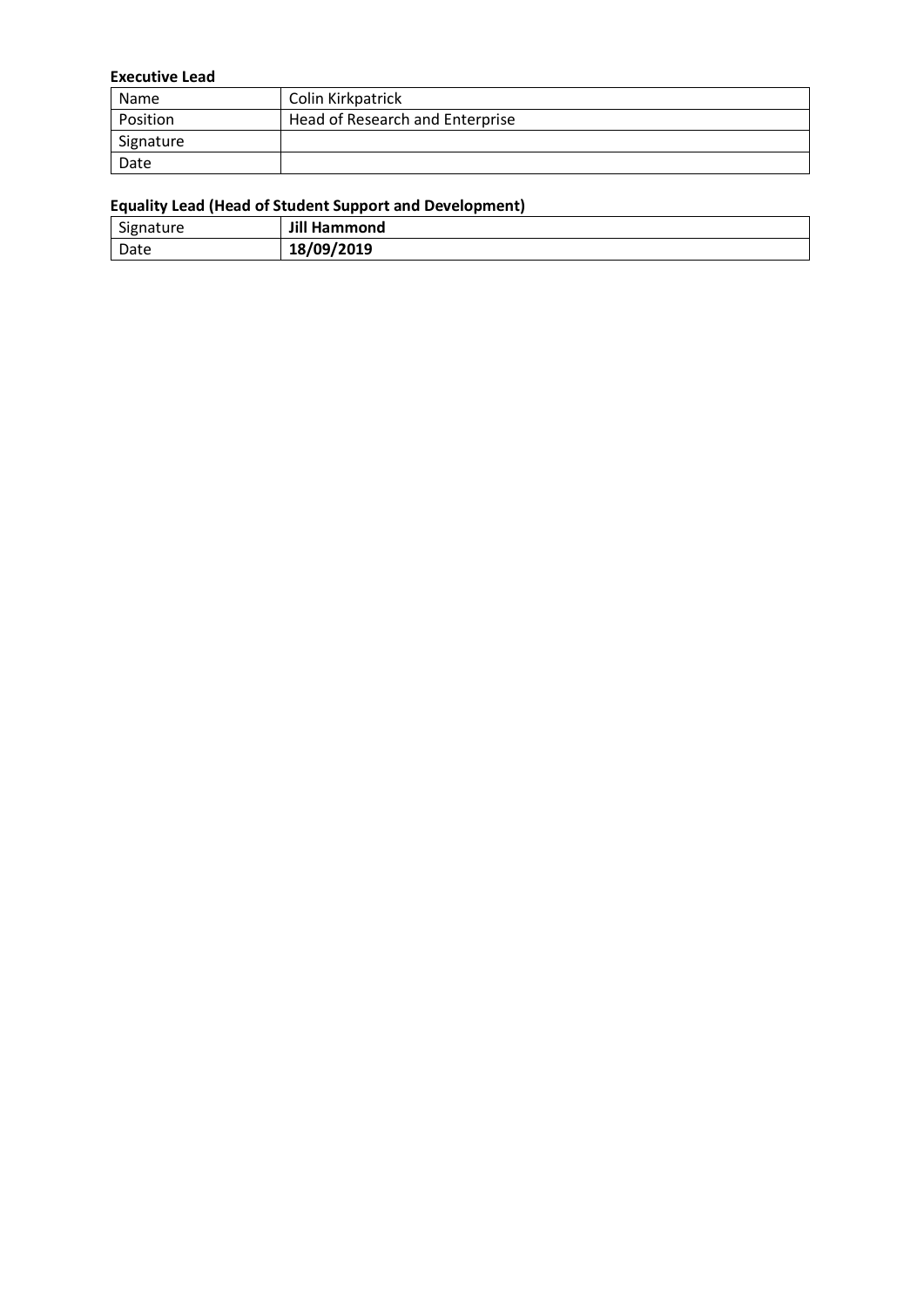**Executive Lead**

| | |
|---|---|
| Name | Colin Kirkpatrick |
| Position | Head of Research and Enterprise |
| Signature | |
| Date | |

**Equality Lead (Head of Student Support and Development)**

| | |
|---|---|
| Signature | **Jill Hammond** |
| Date | **18/09/2019** |